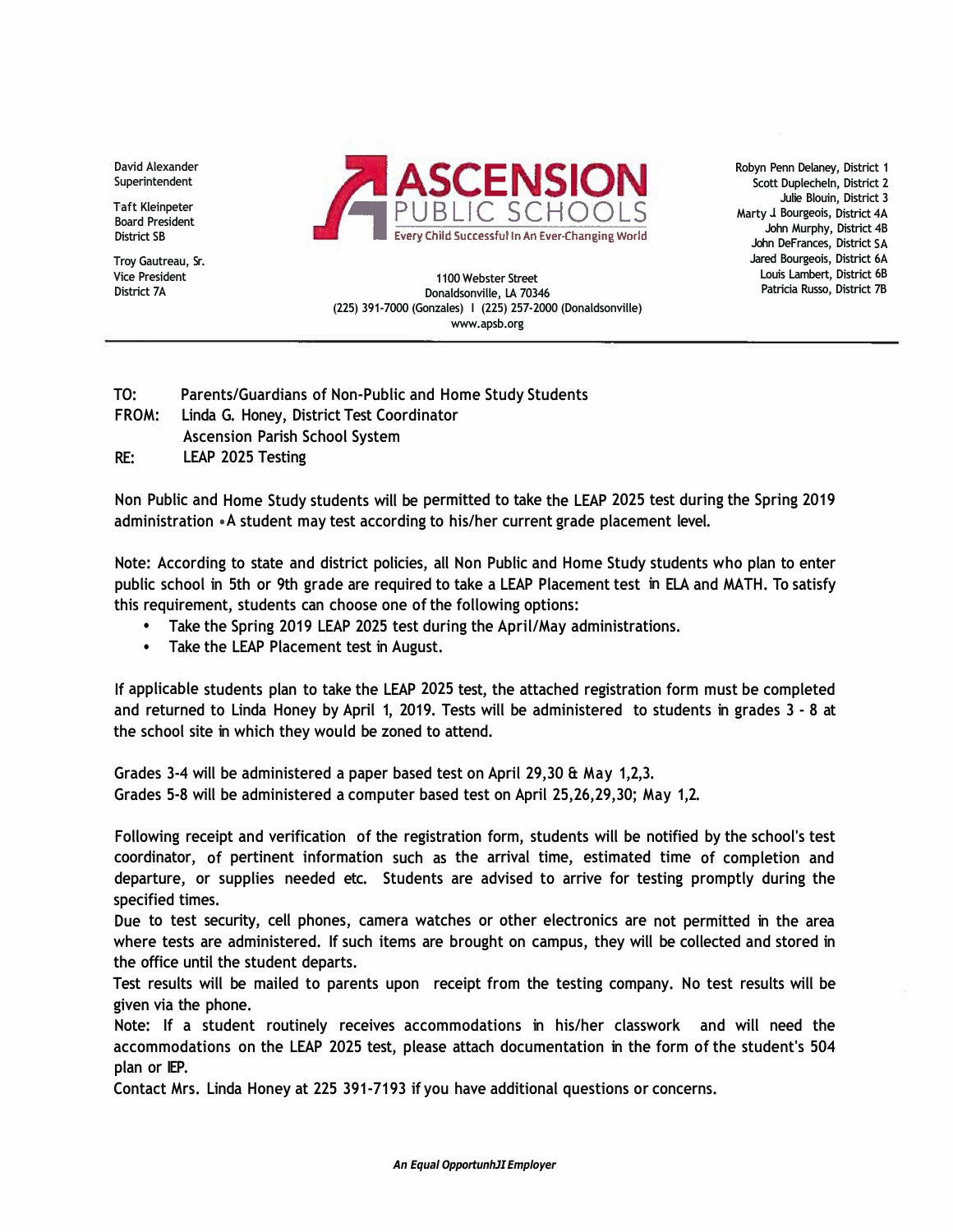David Alexander
Superintendent

Taft Kleinpeter
Board President
District 5B

Troy Gautreau, Sr.
Vice President
District 7A

**ASCENSION**
PUBLIC SCHOOLS
Every Child Successful In An Ever-Changing World

1100 Webster Street
Donaldsonville, LA 70346
(225) 391-7000 (Gonzales) | (225) 257-2000 (Donaldsonville)
www.apsb.org

Robyn Penn Delaney, District 1
Scott Duplechein, District 2
Julie Blouin, District 3
Marty J. Bourgeois, District 4A
John Murphy, District 4B
John DeFrances, District 5A
Jared Bourgeois, District 6A
Louis Lambert, District 6B
Patricia Russo, District 7B

---

TO: Parents/Guardians of Non-Public and Home Study Students
FROM: Linda G. Honey, District Test Coordinator
Ascension Parish School System
RE: LEAP 2025 Testing

Non Public and Home Study students will be permitted to take the LEAP 2025 test during the Spring 2019 administration • A student may test according to his/her current grade placement level.

Note: According to state and district policies, all Non Public and Home Study students who plan to enter public school in 5th or 9th grade are required to take a LEAP Placement test in ELA and MATH. To satisfy this requirement, students can choose one of the following options:

- Take the Spring 2019 LEAP 2025 test during the April/May administrations.
- Take the LEAP Placement test in August.

If applicable students plan to take the LEAP 2025 test, the attached registration form must be completed and returned to Linda Honey by April 1, 2019. Tests will be administered to students in grades 3 - 8 at the school site in which they would be zoned to attend.

Grades 3-4 will be administered a paper based test on April 29,30 & May 1,2,3.
Grades 5-8 will be administered a computer based test on April 25,26,29,30; May 1,2.

Following receipt and verification of the registration form, students will be notified by the school's test coordinator, of pertinent information such as the arrival time, estimated time of completion and departure, or supplies needed etc. Students are advised to arrive for testing promptly during the specified times.
Due to test security, cell phones, camera watches or other electronics are not permitted in the area where tests are administered. If such items are brought on campus, they will be collected and stored in the office until the student departs.
Test results will be mailed to parents upon receipt from the testing company. No test results will be given via the phone.
Note: If a student routinely receives accommodations in his/her classwork and will need the accommodations on the LEAP 2025 test, please attach documentation in the form of the student's 504 plan or IEP.
Contact Mrs. Linda Honey at 225 391-7193 if you have additional questions or concerns.

*An Equal Opportunity Employer*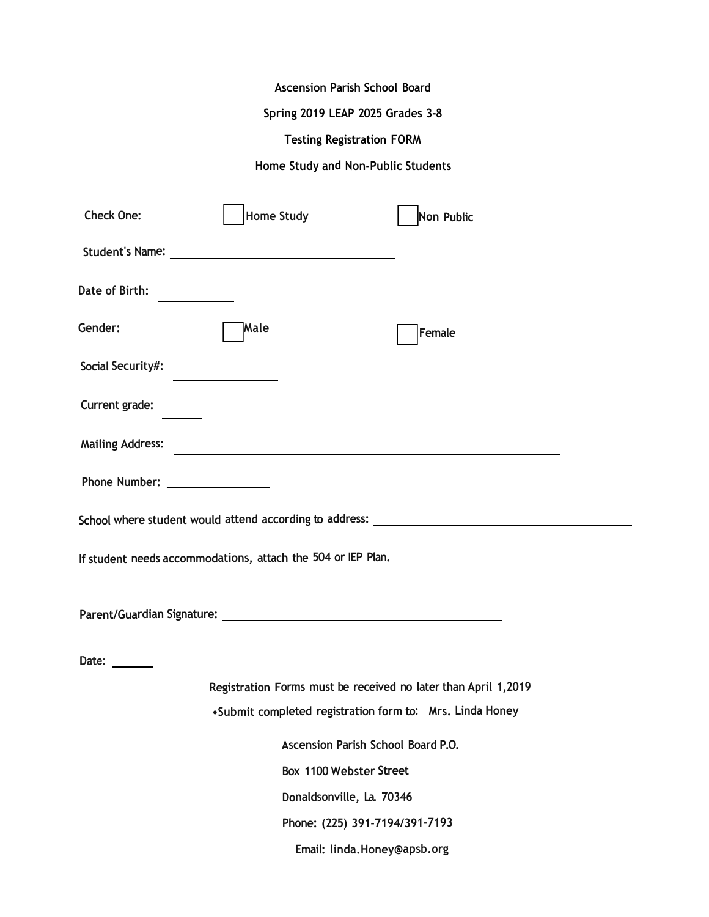# Ascension Parish School Board

## Spring 2019 LEAP 2025 Grades 3-8

## Testing Registration FORM

## Home Study and Non-Public Students

Check One: ☐ Home Study ☐ Non Public

Student's Name: ______________________________

Date of Birth: __________

Gender: ☐ Male ☐ Female

Social Security#: ______________

Current grade: _____

Mailing Address: ____________________________________________________

Phone Number: _____________

School where student would attend according to address: ___________________________________

If student needs accommodations, attach the 504 or IEP Plan.

Parent/Guardian Signature: _____________________________________

Date: _____

Registration Forms must be received no later than April 1,2019

- Submit completed registration form to: Mrs. Linda Honey

Ascension Parish School Board P.O.

Box 1100 Webster Street

Donaldsonville, La. 70346

Phone: (225) 391-7194/391-7193

Email: linda.Honey@apsb.org